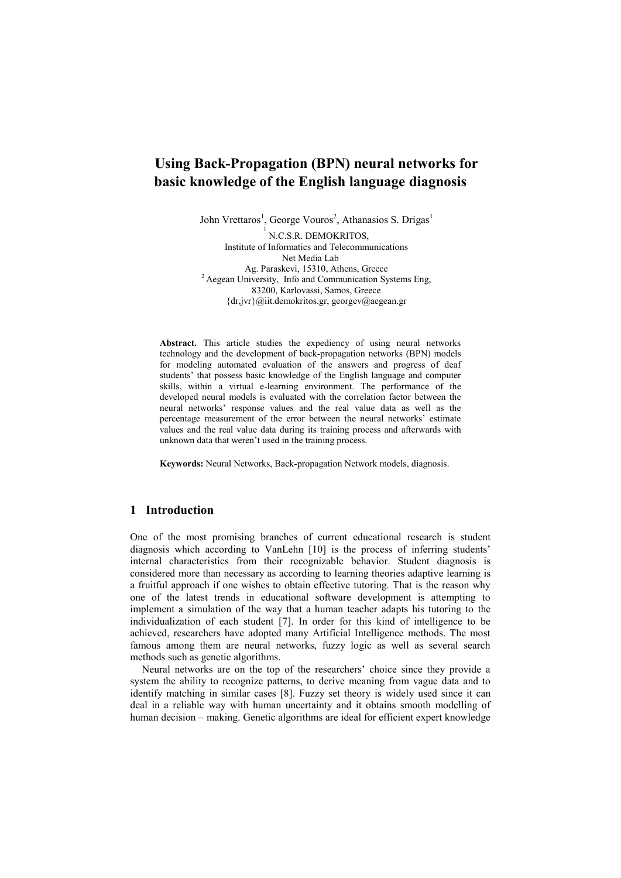# Using Back-Propagation (BPN) neural networks for basic knowledge of the English language diagnosis

John Vrettaros[1], George Vouros[2], Athanasios S. Drigas[1]

[1] N.C.S.R. DEMOKRITOS,
Institute of Informatics and Telecommunications
Net Media Lab
Ag. Paraskevi, 15310, Athens, Greece
[2] Aegean University, Info and Communication Systems Eng,
83200, Karlovassi, Samos, Greece
{dr,jvr}@iit.demokritos.gr, georgev@aegean.gr

**Abstract.** This article studies the expediency of using neural networks technology and the development of back-propagation networks (BPN) models for modeling automated evaluation of the answers and progress of deaf students' that possess basic knowledge of the English language and computer skills, within a virtual e-learning environment. The performance of the developed neural models is evaluated with the correlation factor between the neural networks' response values and the real value data as well as the percentage measurement of the error between the neural networks' estimate values and the real value data during its training process and afterwards with unknown data that weren't used in the training process.

**Keywords:** Neural Networks, Back-propagation Network models, diagnosis.

## 1 Introduction

One of the most promising branches of current educational research is student diagnosis which according to VanLehn [10] is the process of inferring students' internal characteristics from their recognizable behavior. Student diagnosis is considered more than necessary as according to learning theories adaptive learning is a fruitful approach if one wishes to obtain effective tutoring. That is the reason why one of the latest trends in educational software development is attempting to implement a simulation of the way that a human teacher adapts his tutoring to the individualization of each student [7]. In order for this kind of intelligence to be achieved, researchers have adopted many Artificial Intelligence methods. The most famous among them are neural networks, fuzzy logic as well as several search methods such as genetic algorithms.

Neural networks are on the top of the researchers' choice since they provide a system the ability to recognize patterns, to derive meaning from vague data and to identify matching in similar cases [8]. Fuzzy set theory is widely used since it can deal in a reliable way with human uncertainty and it obtains smooth modelling of human decision – making. Genetic algorithms are ideal for efficient expert knowledge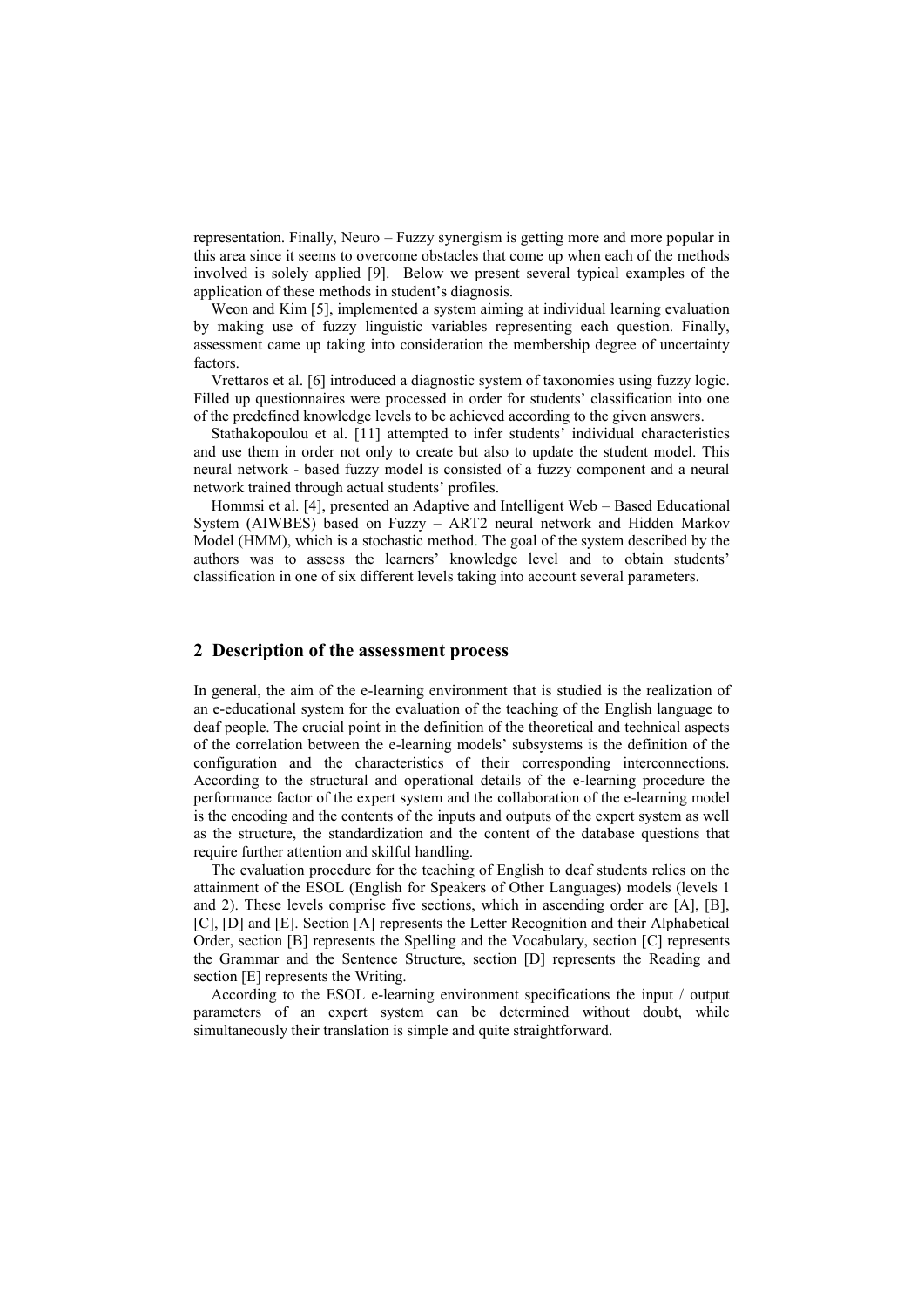representation. Finally, Neuro – Fuzzy synergism is getting more and more popular in this area since it seems to overcome obstacles that come up when each of the methods involved is solely applied [9]. Below we present several typical examples of the application of these methods in student's diagnosis.

Weon and Kim [5], implemented a system aiming at individual learning evaluation by making use of fuzzy linguistic variables representing each question. Finally, assessment came up taking into consideration the membership degree of uncertainty factors.

Vrettaros et al. [6] introduced a diagnostic system of taxonomies using fuzzy logic. Filled up questionnaires were processed in order for students' classification into one of the predefined knowledge levels to be achieved according to the given answers.

Stathakopoulou et al. [11] attempted to infer students' individual characteristics and use them in order not only to create but also to update the student model. This neural network - based fuzzy model is consisted of a fuzzy component and a neural network trained through actual students' profiles.

Hommsi et al. [4], presented an Adaptive and Intelligent Web – Based Educational System (AIWBES) based on Fuzzy – ART2 neural network and Hidden Markov Model (HMM), which is a stochastic method. The goal of the system described by the authors was to assess the learners' knowledge level and to obtain students' classification in one of six different levels taking into account several parameters.

## 2 Description of the assessment process

In general, the aim of the e-learning environment that is studied is the realization of an e-educational system for the evaluation of the teaching of the English language to deaf people. The crucial point in the definition of the theoretical and technical aspects of the correlation between the e-learning models' subsystems is the definition of the configuration and the characteristics of their corresponding interconnections. According to the structural and operational details of the e-learning procedure the performance factor of the expert system and the collaboration of the e-learning model is the encoding and the contents of the inputs and outputs of the expert system as well as the structure, the standardization and the content of the database questions that require further attention and skilful handling.

The evaluation procedure for the teaching of English to deaf students relies on the attainment of the ESOL (English for Speakers of Other Languages) models (levels 1 and 2). These levels comprise five sections, which in ascending order are [A], [B], [C], [D] and [E]. Section [A] represents the Letter Recognition and their Alphabetical Order, section [B] represents the Spelling and the Vocabulary, section [C] represents the Grammar and the Sentence Structure, section [D] represents the Reading and section [E] represents the Writing.

According to the ESOL e-learning environment specifications the input / output parameters of an expert system can be determined without doubt, while simultaneously their translation is simple and quite straightforward.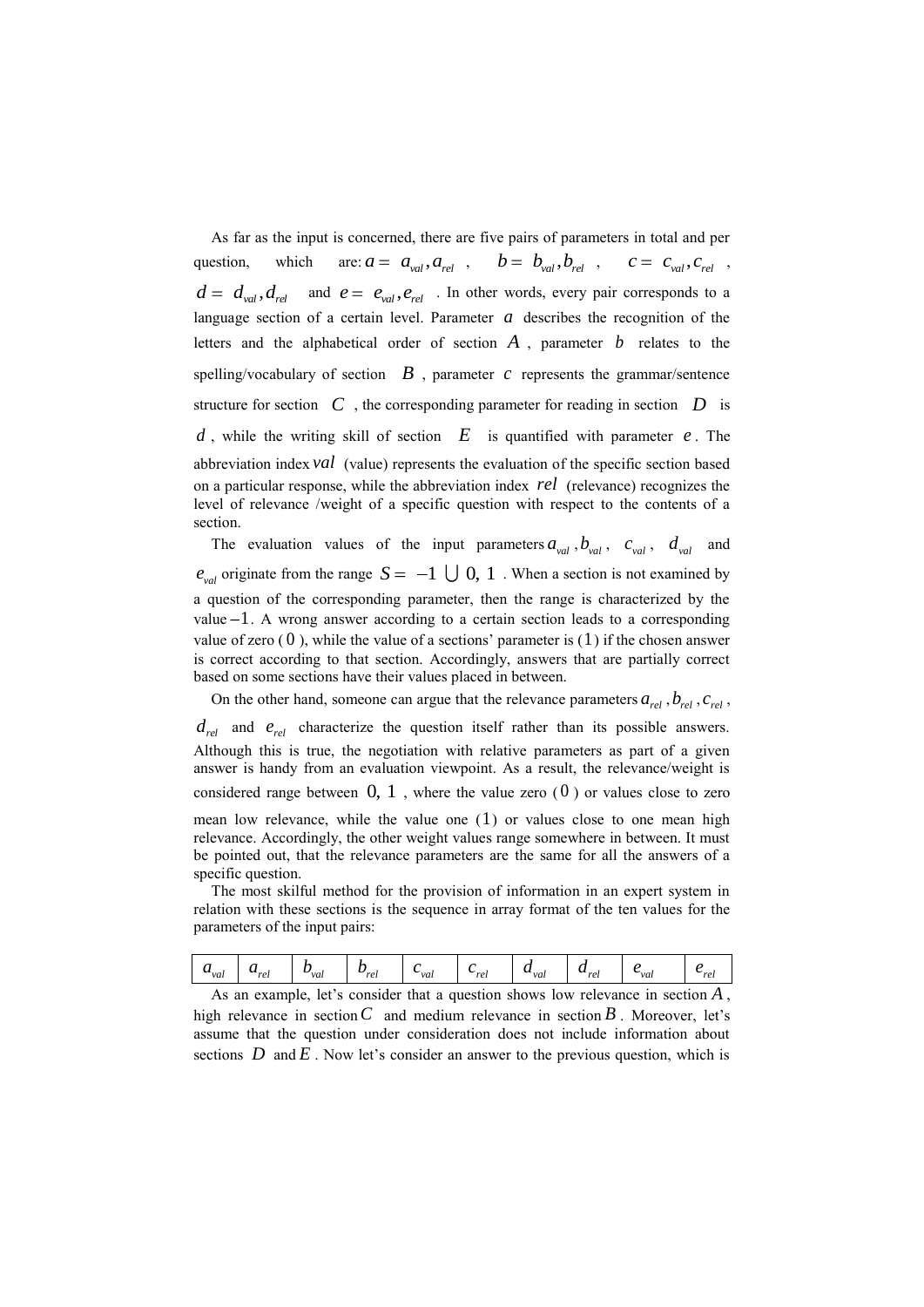As far as the input is concerned, there are five pairs of parameters in total and per question, which are: $a = \langle a_{val}, a_{rel} \rangle$, $b = \langle b_{val}, b_{rel} \rangle$, $c = \langle c_{val}, c_{rel} \rangle$, $d = \langle d_{val}, d_{rel} \rangle$ and $e = \langle e_{val}, e_{rel} \rangle$. In other words, every pair corresponds to a language section of a certain level. Parameter $a$ describes the recognition of the letters and the alphabetical order of section $A$, parameter $b$ relates to the spelling/vocabulary of section $B$, parameter $c$ represents the grammar/sentence structure for section $C$, the corresponding parameter for reading in section $D$ is $d$, while the writing skill of section $E$ is quantified with parameter $e$. The abbreviation index $val$ (value) represents the evaluation of the specific section based on a particular response, while the abbreviation index $rel$ (relevance) recognizes the level of relevance /weight of a specific question with respect to the contents of a section.

The evaluation values of the input parameters $a_{val}$, $b_{val}$, $c_{val}$, $d_{val}$ and $e_{val}$ originate from the range $S = \{-1\} \cup [0, 1]$. When a section is not examined by a question of the corresponding parameter, then the range is characterized by the value $-1$. A wrong answer according to a certain section leads to a corresponding value of zero ($0$), while the value of a sections' parameter is ($1$) if the chosen answer is correct according to that section. Accordingly, answers that are partially correct based on some sections have their values placed in between.

On the other hand, someone can argue that the relevance parameters $a_{rel}$, $b_{rel}$, $c_{rel}$, $d_{rel}$ and $e_{rel}$ characterize the question itself rather than its possible answers. Although this is true, the negotiation with relative parameters as part of a given answer is handy from an evaluation viewpoint. As a result, the relevance/weight is considered range between $[0, 1]$, where the value zero ($0$) or values close to zero mean low relevance, while the value one ($1$) or values close to one mean high relevance. Accordingly, the other weight values range somewhere in between. It must be pointed out, that the relevance parameters are the same for all the answers of a specific question.

The most skilful method for the provision of information in an expert system in relation with these sections is the sequence in array format of the ten values for the parameters of the input pairs:

| $a_{val}$ | $a_{rel}$ | $b_{val}$ | $b_{rel}$ | $c_{val}$ | $c_{rel}$ | $d_{val}$ | $d_{rel}$ | $e_{val}$ | $e_{rel}$ |
|---|---|---|---|---|---|---|---|---|---|

As an example, let's consider that a question shows low relevance in section $A$, high relevance in section $C$ and medium relevance in section $B$. Moreover, let's assume that the question under consideration does not include information about sections $D$ and $E$. Now let's consider an answer to the previous question, which is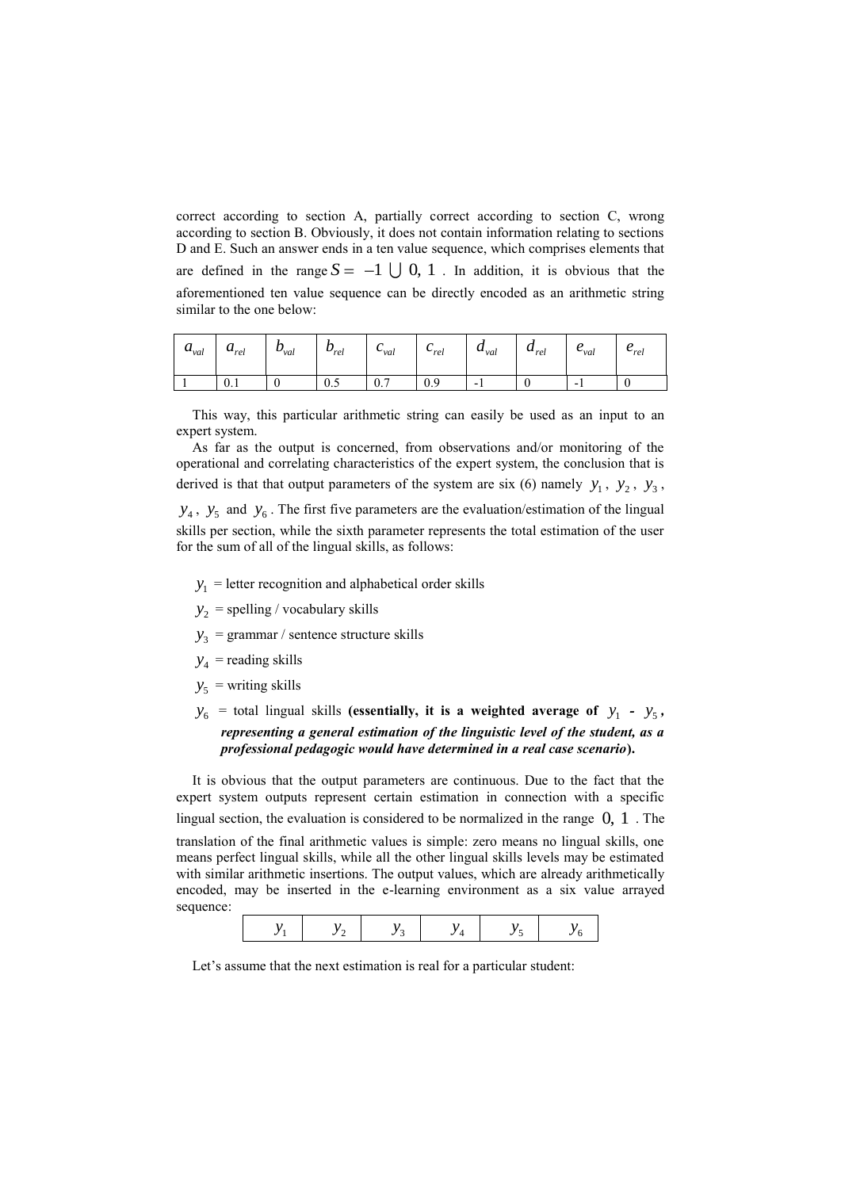correct according to section A, partially correct according to section C, wrong according to section B. Obviously, it does not contain information relating to sections D and E. Such an answer ends in a ten value sequence, which comprises elements that are defined in the range $S = -1 \bigcup 0, 1$ . In addition, it is obvious that the aforementioned ten value sequence can be directly encoded as an arithmetic string similar to the one below:

| $a_{val}$ | $a_{rel}$ | $b_{val}$ | $b_{rel}$ | $c_{val}$ | $c_{rel}$ | $d_{val}$ | $d_{rel}$ | $e_{val}$ | $e_{rel}$ |
|---|---|---|---|---|---|---|---|---|---|
| 1 | 0.1 | 0 | 0.5 | 0.7 | 0.9 | -1 | 0 | -1 | 0 |

This way, this particular arithmetic string can easily be used as an input to an expert system.

As far as the output is concerned, from observations and/or monitoring of the operational and correlating characteristics of the expert system, the conclusion that is derived is that that output parameters of the system are six (6) namely $y_1$, $y_2$, $y_3$, $y_4$, $y_5$ and $y_6$. The first five parameters are the evaluation/estimation of the lingual skills per section, while the sixth parameter represents the total estimation of the user for the sum of all of the lingual skills, as follows:

- $y_1$ = letter recognition and alphabetical order skills
- $y_2$ = spelling / vocabulary skills
- $y_3$ = grammar / sentence structure skills
- $y_4$ = reading skills
- $y_5$ = writing skills
- $y_6$ = total lingual skills **(essentially, it is a weighted average of $y_1$ - $y_5$, *representing a general estimation of the linguistic level of the student, as a professional pedagogic would have determined in a real case scenario*).**

It is obvious that the output parameters are continuous. Due to the fact that the expert system outputs represent certain estimation in connection with a specific lingual section, the evaluation is considered to be normalized in the range $0, 1$ . The translation of the final arithmetic values is simple: zero means no lingual skills, one means perfect lingual skills, while all the other lingual skills levels may be estimated with similar arithmetic insertions. The output values, which are already arithmetically encoded, may be inserted in the e-learning environment as a six value arrayed sequence:

| $y_1$ | $y_2$ | $y_3$ | $y_4$ | $y_5$ | $y_6$ |
|---|---|---|---|---|---|

Let's assume that the next estimation is real for a particular student: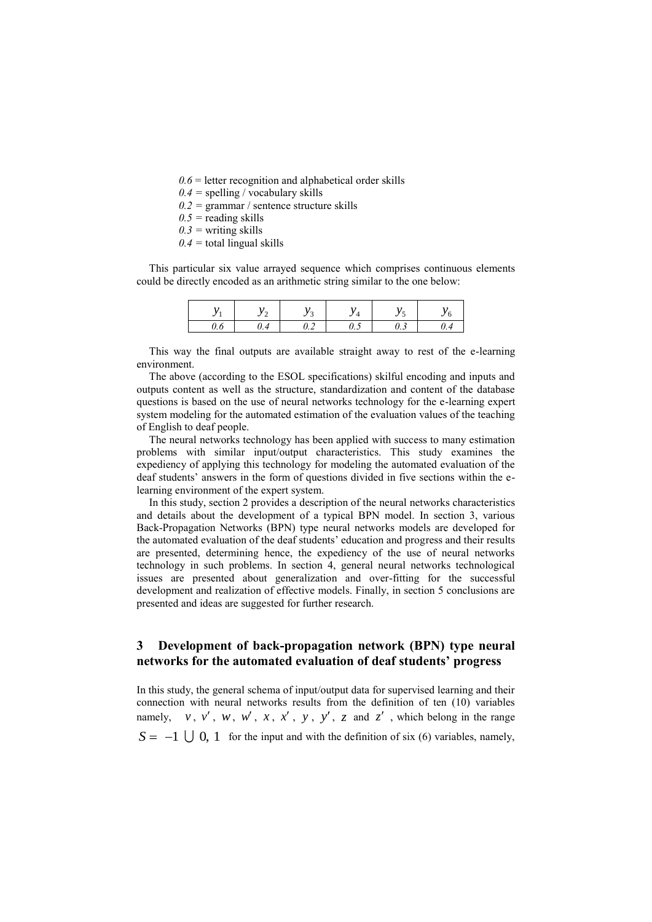*0.6* = letter recognition and alphabetical order skills  
*0.4* = spelling / vocabulary skills  
*0.2* = grammar / sentence structure skills  
*0.5* = reading skills  
*0.3* = writing skills  
*0.4* = total lingual skills

This particular six value arrayed sequence which comprises continuous elements could be directly encoded as an arithmetic string similar to the one below:

| $y_1$ | $y_2$ | $y_3$ | $y_4$ | $y_5$ | $y_6$ |
|---|---|---|---|---|---|
| *0.6* | *0.4* | *0.2* | *0.5* | *0.3* | *0.4* |

This way the final outputs are available straight away to rest of the e-learning environment.

The above (according to the ESOL specifications) skilful encoding and inputs and outputs content as well as the structure, standardization and content of the database questions is based on the use of neural networks technology for the e-learning expert system modeling for the automated estimation of the evaluation values of the teaching of English to deaf people.

The neural networks technology has been applied with success to many estimation problems with similar input/output characteristics. This study examines the expediency of applying this technology for modeling the automated evaluation of the deaf students' answers in the form of questions divided in five sections within the e-learning environment of the expert system.

In this study, section 2 provides a description of the neural networks characteristics and details about the development of a typical BPN model. In section 3, various Back-Propagation Networks (BPN) type neural networks models are developed for the automated evaluation of the deaf students' education and progress and their results are presented, determining hence, the expediency of the use of neural networks technology in such problems. In section 4, general neural networks technological issues are presented about generalization and over-fitting for the successful development and realization of effective models. Finally, in section 5 conclusions are presented and ideas are suggested for further research.

## 3 Development of back-propagation network (BPN) type neural networks for the automated evaluation of deaf students' progress

In this study, the general schema of input/output data for supervised learning and their connection with neural networks results from the definition of ten (10) variables namely, $v$, $v'$, $w$, $w'$, $x$, $x'$, $y$, $y'$, $z$ and $z'$, which belong in the range $S = -1 \cup 0, 1$ for the input and with the definition of six (6) variables, namely,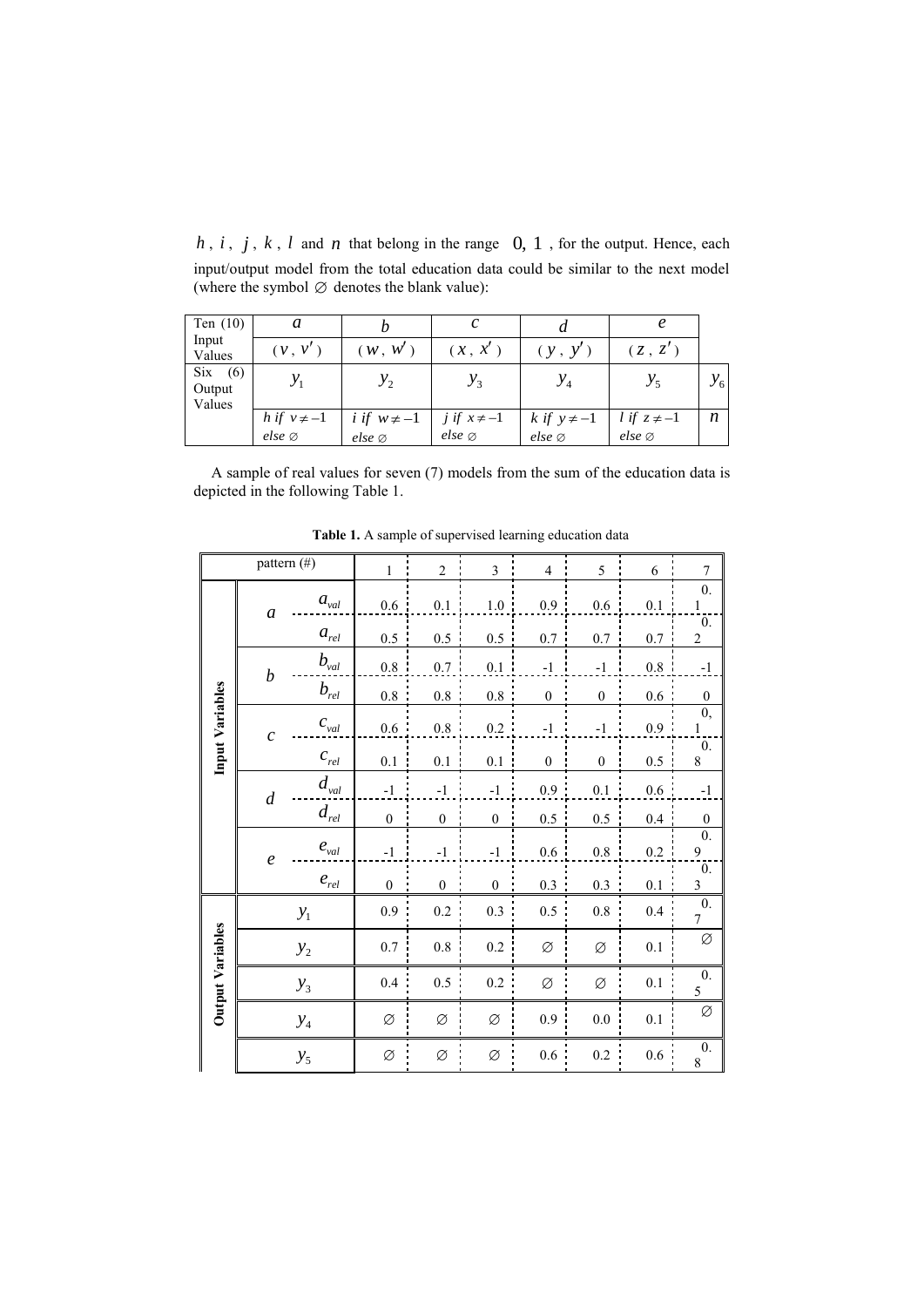$h$, $i$, $j$, $k$, $l$ and $n$ that belong in the range $[0, 1]$, for the output. Hence, each input/output model from the total education data could be similar to the next model (where the symbol $\varnothing$ denotes the blank value):

| Ten (10) Input Values | $a$ | $b$ | $c$ | $d$ | $e$ | |
|---|---|---|---|---|---|---|
| | $(v, v')$ | $(w, w')$ | $(x, x')$ | $(y, y')$ | $(z, z')$ | |
| Six (6) Output Values | $y_1$ | $y_2$ | $y_3$ | $y_4$ | $y_5$ | $y_6$ |
| | $h$ *if* $v \neq -1$ *else* $\varnothing$ | $i$ *if* $w \neq -1$ *else* $\varnothing$ | $j$ *if* $x \neq -1$ *else* $\varnothing$ | $k$ *if* $y \neq -1$ *else* $\varnothing$ | $l$ *if* $z \neq -1$ *else* $\varnothing$ | $n$ |

A sample of real values for seven (7) models from the sum of the education data is depicted in the following Table 1.

**Table 1.** A sample of supervised learning education data

| | | pattern (#) | 1 | 2 | 3 | 4 | 5 | 6 | 7 |
|---|---|---|---|---|---|---|---|---|---|
| **Input Variables** | $a$ | $a_{val}$ | 0.6 | 0.1 | 1.0 | 0.9 | 0.6 | 0.1 | 0.1 |
| | | $a_{rel}$ | 0.5 | 0.5 | 0.5 | 0.7 | 0.7 | 0.7 | 0.2 |
| | $b$ | $b_{val}$ | 0.8 | 0.7 | 0.1 | -1 | -1 | 0.8 | -1 |
| | | $b_{rel}$ | 0.8 | 0.8 | 0.8 | 0 | 0 | 0.6 | 0 |
| | $c$ | $c_{val}$ | 0.6 | 0.8 | 0.2 | -1 | -1 | 0.9 | 0,1 |
| | | $c_{rel}$ | 0.1 | 0.1 | 0.1 | 0 | 0 | 0.5 | 0.8 |
| | $d$ | $d_{val}$ | -1 | -1 | -1 | 0.9 | 0.1 | 0.6 | -1 |
| | | $d_{rel}$ | 0 | 0 | 0 | 0.5 | 0.5 | 0.4 | 0 |
| | $e$ | $e_{val}$ | -1 | -1 | -1 | 0.6 | 0.8 | 0.2 | 0.9 |
| | | $e_{rel}$ | 0 | 0 | 0 | 0.3 | 0.3 | 0.1 | 0.3 |
| **Output Variables** | $y_1$ | | 0.9 | 0.2 | 0.3 | 0.5 | 0.8 | 0.4 | 0.7 |
| | $y_2$ | | 0.7 | 0.8 | 0.2 | $\varnothing$ | $\varnothing$ | 0.1 | $\varnothing$ |
| | $y_3$ | | 0.4 | 0.5 | 0.2 | $\varnothing$ | $\varnothing$ | 0.1 | 0.5 |
| | $y_4$ | | $\varnothing$ | $\varnothing$ | $\varnothing$ | 0.9 | 0.0 | 0.1 | $\varnothing$ |
| | $y_5$ | | $\varnothing$ | $\varnothing$ | $\varnothing$ | 0.6 | 0.2 | 0.6 | 0.8 |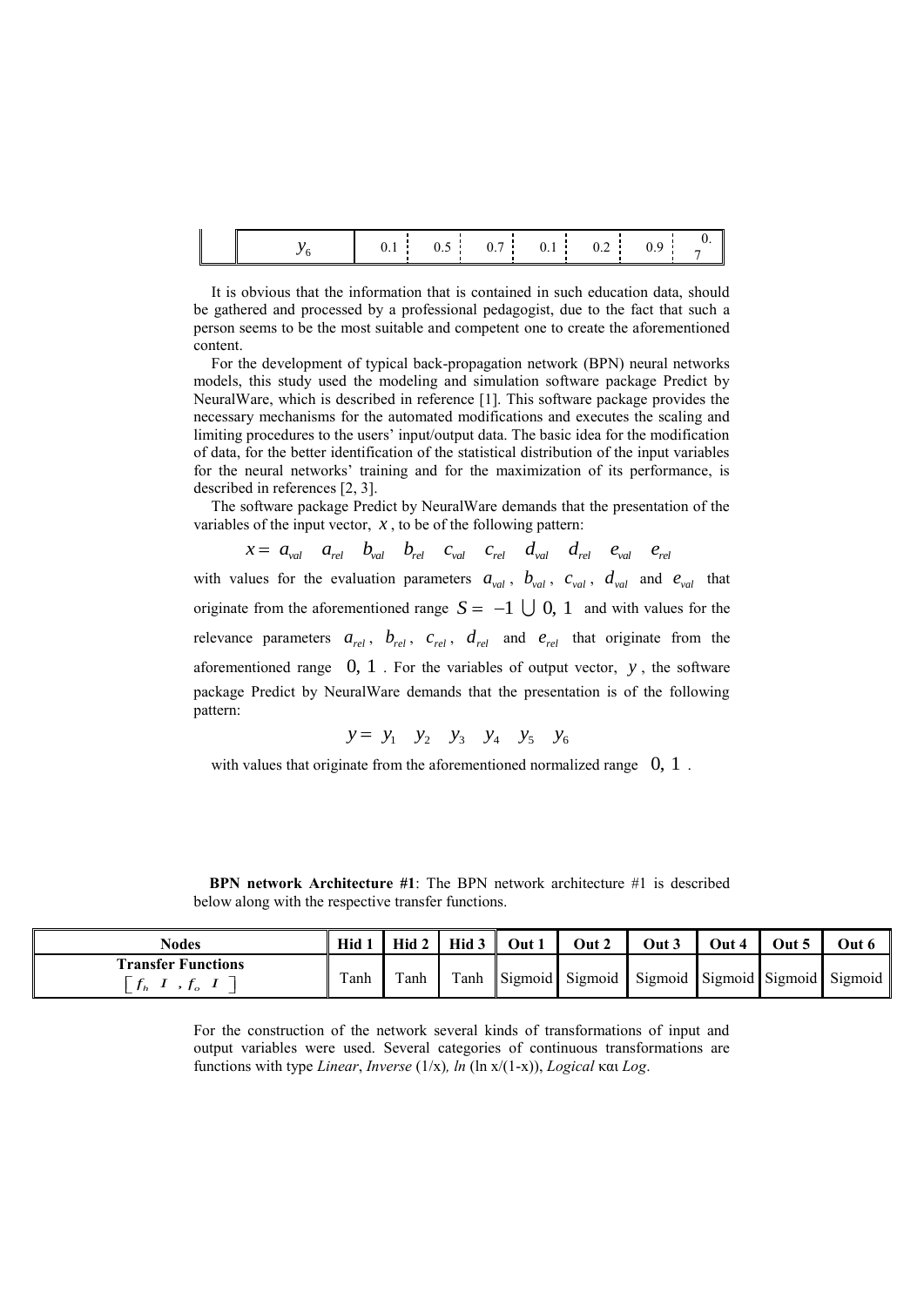| $y_6$ | 0.1 | 0.5 | 0.7 | 0.1 | 0.2 | 0.9 | 0.7 |
|---|---|---|---|---|---|---|---|

It is obvious that the information that is contained in such education data, should be gathered and processed by a professional pedagogist, due to the fact that such a person seems to be the most suitable and competent one to create the aforementioned content.

For the development of typical back-propagation network (BPN) neural networks models, this study used the modeling and simulation software package Predict by NeuralWare, which is described in reference [1]. This software package provides the necessary mechanisms for the automated modifications and executes the scaling and limiting procedures to the users' input/output data. The basic idea for the modification of data, for the better identification of the statistical distribution of the input variables for the neural networks' training and for the maximization of its performance, is described in references [2, 3].

The software package Predict by NeuralWare demands that the presentation of the variables of the input vector, $x$, to be of the following pattern:

$$x = a_{val} \quad a_{rel} \quad b_{val} \quad b_{rel} \quad c_{val} \quad c_{rel} \quad d_{val} \quad d_{rel} \quad e_{val} \quad e_{rel}$$

with values for the evaluation parameters $a_{val}$, $b_{val}$, $c_{val}$, $d_{val}$ and $e_{val}$ that originate from the aforementioned range $S = -1 \cup 0, 1$ and with values for the relevance parameters $a_{rel}$, $b_{rel}$, $c_{rel}$, $d_{rel}$ and $e_{rel}$ that originate from the aforementioned range $0, 1$. For the variables of output vector, $y$, the software package Predict by NeuralWare demands that the presentation is of the following pattern:

$$y = y_1 \quad y_2 \quad y_3 \quad y_4 \quad y_5 \quad y_6$$

with values that originate from the aforementioned normalized range $0, 1$.

**BPN network Architecture #1**: The BPN network architecture #1 is described below along with the respective transfer functions.

| Nodes | Hid 1 | Hid 2 | Hid 3 | Out 1 | Out 2 | Out 3 | Out 4 | Out 5 | Out 6 |
|---|---|---|---|---|---|---|---|---|---|
| **Transfer Functions** $\left[ f_h\ I\ , f_o\ I \right]$ | Tanh | Tanh | Tanh | Sigmoid | Sigmoid | Sigmoid | Sigmoid | Sigmoid | Sigmoid |

For the construction of the network several kinds of transformations of input and output variables were used. Several categories of continuous transformations are functions with type *Linear*, *Inverse* (1/x), *ln* (ln x/(1-x)), *Logical* και *Log*.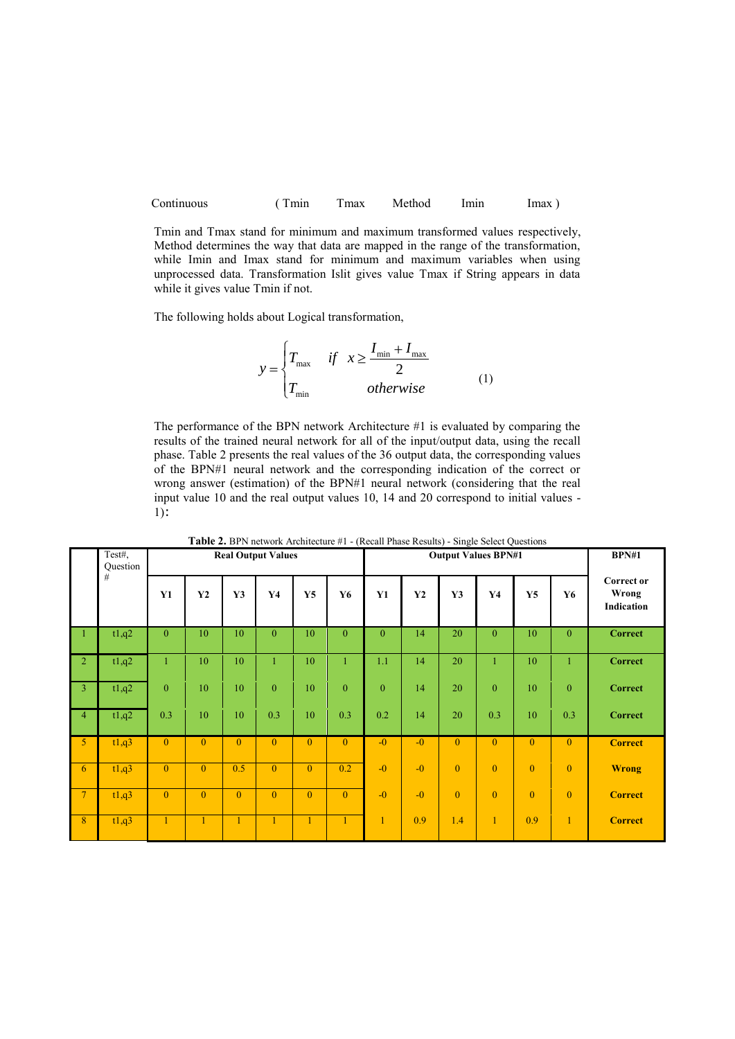Continuous ( Tmin Tmax Method Imin Imax )

Tmin and Tmax stand for minimum and maximum transformed values respectively, Method determines the way that data are mapped in the range of the transformation, while Imin and Imax stand for minimum and maximum variables when using unprocessed data. Transformation Islit gives value Tmax if String appears in data while it gives value Tmin if not.

The following holds about Logical transformation,

$$y = \begin{cases} T_{\max} & if \quad x \geq \dfrac{I_{\min} + I_{\max}}{2} \\ T_{\min} & otherwise \end{cases} \qquad (1)$$

The performance of the BPN network Architecture #1 is evaluated by comparing the results of the trained neural network for all of the input/output data, using the recall phase. Table 2 presents the real values of the 36 output data, the corresponding values of the BPN#1 neural network and the corresponding indication of the correct or wrong answer (estimation) of the BPN#1 neural network (considering that the real input value 10 and the real output values 10, 14 and 20 correspond to initial values -1):

**Table 2.** BPN network Architecture #1 - (Recall Phase Results) - Single Select Questions

| | Test#, Question # | Real Output Values | | | | | | Output Values BPN#1 | | | | | | BPN#1 |
|---|---|---|---|---|---|---|---|---|---|---|---|---|---|---|
| | | Y1 | Y2 | Y3 | Y4 | Y5 | Y6 | Y1 | Y2 | Y3 | Y4 | Y5 | Y6 | Correct or Wrong Indication |
| 1 | t1,q2 | 0 | 10 | 10 | 0 | 10 | 0 | 0 | 14 | 20 | 0 | 10 | 0 | Correct |
| 2 | t1,q2 | 1 | 10 | 10 | 1 | 10 | 1 | 1.1 | 14 | 20 | 1 | 10 | 1 | Correct |
| 3 | t1,q2 | 0 | 10 | 10 | 0 | 10 | 0 | 0 | 14 | 20 | 0 | 10 | 0 | Correct |
| 4 | t1,q2 | 0.3 | 10 | 10 | 0.3 | 10 | 0.3 | 0.2 | 14 | 20 | 0.3 | 10 | 0.3 | Correct |
| 5 | t1,q3 | 0 | 0 | 0 | 0 | 0 | 0 | -0 | -0 | 0 | 0 | 0 | 0 | Correct |
| 6 | t1,q3 | 0 | 0 | 0.5 | 0 | 0 | 0.2 | -0 | -0 | 0 | 0 | 0 | 0 | Wrong |
| 7 | t1,q3 | 0 | 0 | 0 | 0 | 0 | 0 | -0 | -0 | 0 | 0 | 0 | 0 | Correct |
| 8 | t1,q3 | 1 | 1 | 1 | 1 | 1 | 1 | 1 | 0.9 | 1.4 | 1 | 0.9 | 1 | Correct |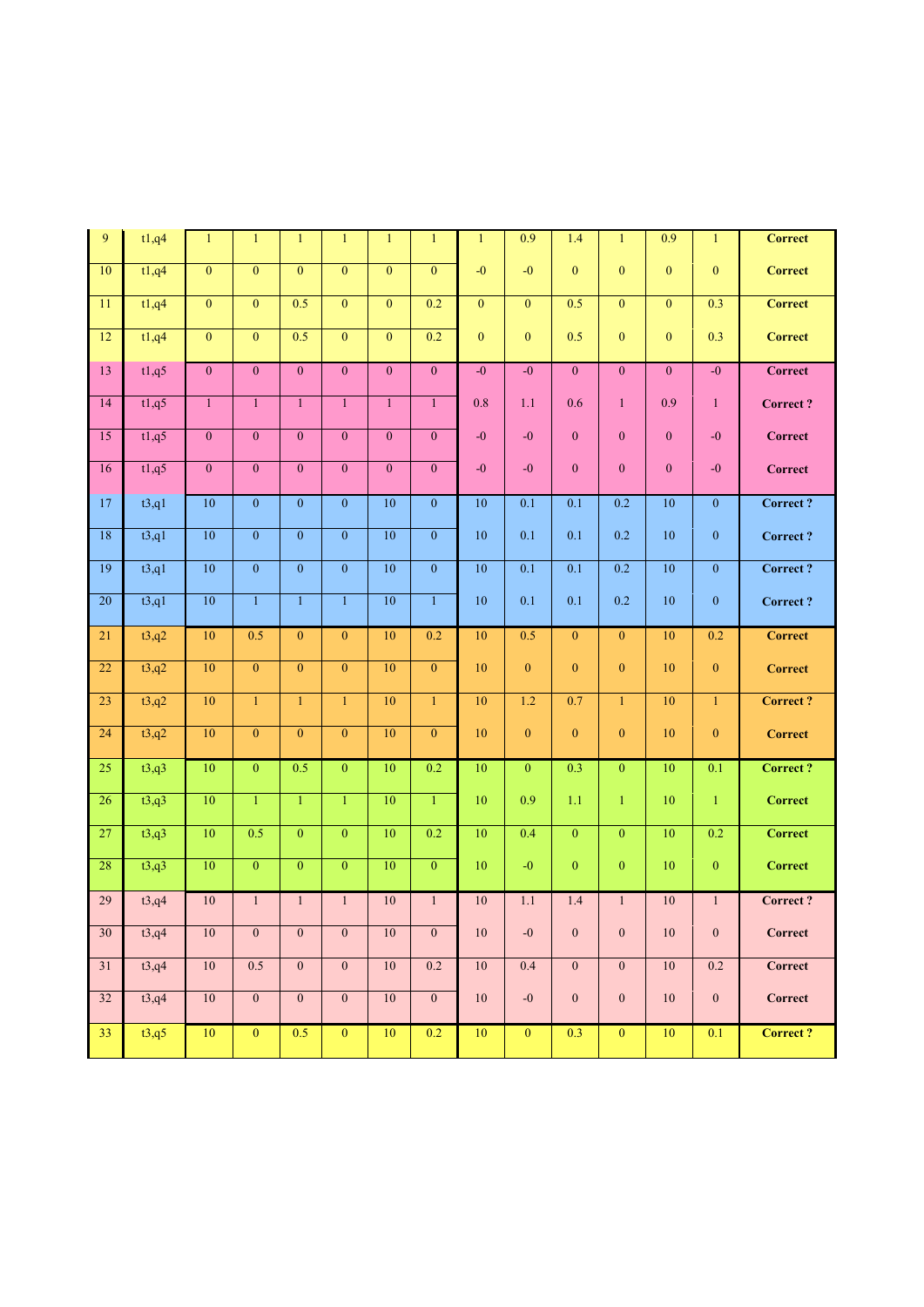| 9 | t1,q4 | 1 | 1 | 1 | 1 | 1 | 1 | 1 | 0.9 | 1.4 | 1 | 0.9 | 1 | **Correct** |
|---|---|---|---|---|---|---|---|---|---|---|---|---|---|---|
| 10 | t1,q4 | 0 | 0 | 0 | 0 | 0 | 0 | -0 | -0 | 0 | 0 | 0 | 0 | **Correct** |
| 11 | t1,q4 | 0 | 0 | 0.5 | 0 | 0 | 0.2 | 0 | 0 | 0.5 | 0 | 0 | 0.3 | **Correct** |
| 12 | t1,q4 | 0 | 0 | 0.5 | 0 | 0 | 0.2 | 0 | 0 | 0.5 | 0 | 0 | 0.3 | **Correct** |
| 13 | t1,q5 | 0 | 0 | 0 | 0 | 0 | 0 | -0 | -0 | 0 | 0 | 0 | -0 | **Correct** |
| 14 | t1,q5 | 1 | 1 | 1 | 1 | 1 | 1 | 0.8 | 1.1 | 0.6 | 1 | 0.9 | 1 | **Correct ?** |
| 15 | t1,q5 | 0 | 0 | 0 | 0 | 0 | 0 | -0 | -0 | 0 | 0 | 0 | -0 | **Correct** |
| 16 | t1,q5 | 0 | 0 | 0 | 0 | 0 | 0 | -0 | -0 | 0 | 0 | 0 | -0 | **Correct** |
| 17 | t3,q1 | 10 | 0 | 0 | 0 | 10 | 0 | 10 | 0.1 | 0.1 | 0.2 | 10 | 0 | **Correct ?** |
| 18 | t3,q1 | 10 | 0 | 0 | 0 | 10 | 0 | 10 | 0.1 | 0.1 | 0.2 | 10 | 0 | **Correct ?** |
| 19 | t3,q1 | 10 | 0 | 0 | 0 | 10 | 0 | 10 | 0.1 | 0.1 | 0.2 | 10 | 0 | **Correct ?** |
| 20 | t3,q1 | 10 | 1 | 1 | 1 | 10 | 1 | 10 | 0.1 | 0.1 | 0.2 | 10 | 0 | **Correct ?** |
| 21 | t3,q2 | 10 | 0.5 | 0 | 0 | 10 | 0.2 | 10 | 0.5 | 0 | 0 | 10 | 0.2 | **Correct** |
| 22 | t3,q2 | 10 | 0 | 0 | 0 | 10 | 0 | 10 | 0 | 0 | 0 | 10 | 0 | **Correct** |
| 23 | t3,q2 | 10 | 1 | 1 | 1 | 10 | 1 | 10 | 1.2 | 0.7 | 1 | 10 | 1 | **Correct ?** |
| 24 | t3,q2 | 10 | 0 | 0 | 0 | 10 | 0 | 10 | 0 | 0 | 0 | 10 | 0 | **Correct** |
| 25 | t3,q3 | 10 | 0 | 0.5 | 0 | 10 | 0.2 | 10 | 0 | 0.3 | 0 | 10 | 0.1 | **Correct ?** |
| 26 | t3,q3 | 10 | 1 | 1 | 1 | 10 | 1 | 10 | 0.9 | 1.1 | 1 | 10 | 1 | **Correct** |
| 27 | t3,q3 | 10 | 0.5 | 0 | 0 | 10 | 0.2 | 10 | 0.4 | 0 | 0 | 10 | 0.2 | **Correct** |
| 28 | t3,q3 | 10 | 0 | 0 | 0 | 10 | 0 | 10 | -0 | 0 | 0 | 10 | 0 | **Correct** |
| 29 | t3,q4 | 10 | 1 | 1 | 1 | 10 | 1 | 10 | 1.1 | 1.4 | 1 | 10 | 1 | **Correct ?** |
| 30 | t3,q4 | 10 | 0 | 0 | 0 | 10 | 0 | 10 | -0 | 0 | 0 | 10 | 0 | **Correct** |
| 31 | t3,q4 | 10 | 0.5 | 0 | 0 | 10 | 0.2 | 10 | 0.4 | 0 | 0 | 10 | 0.2 | **Correct** |
| 32 | t3,q4 | 10 | 0 | 0 | 0 | 10 | 0 | 10 | -0 | 0 | 0 | 10 | 0 | **Correct** |
| 33 | t3,q5 | 10 | 0 | 0.5 | 0 | 10 | 0.2 | 10 | 0 | 0.3 | 0 | 10 | 0.1 | **Correct ?** |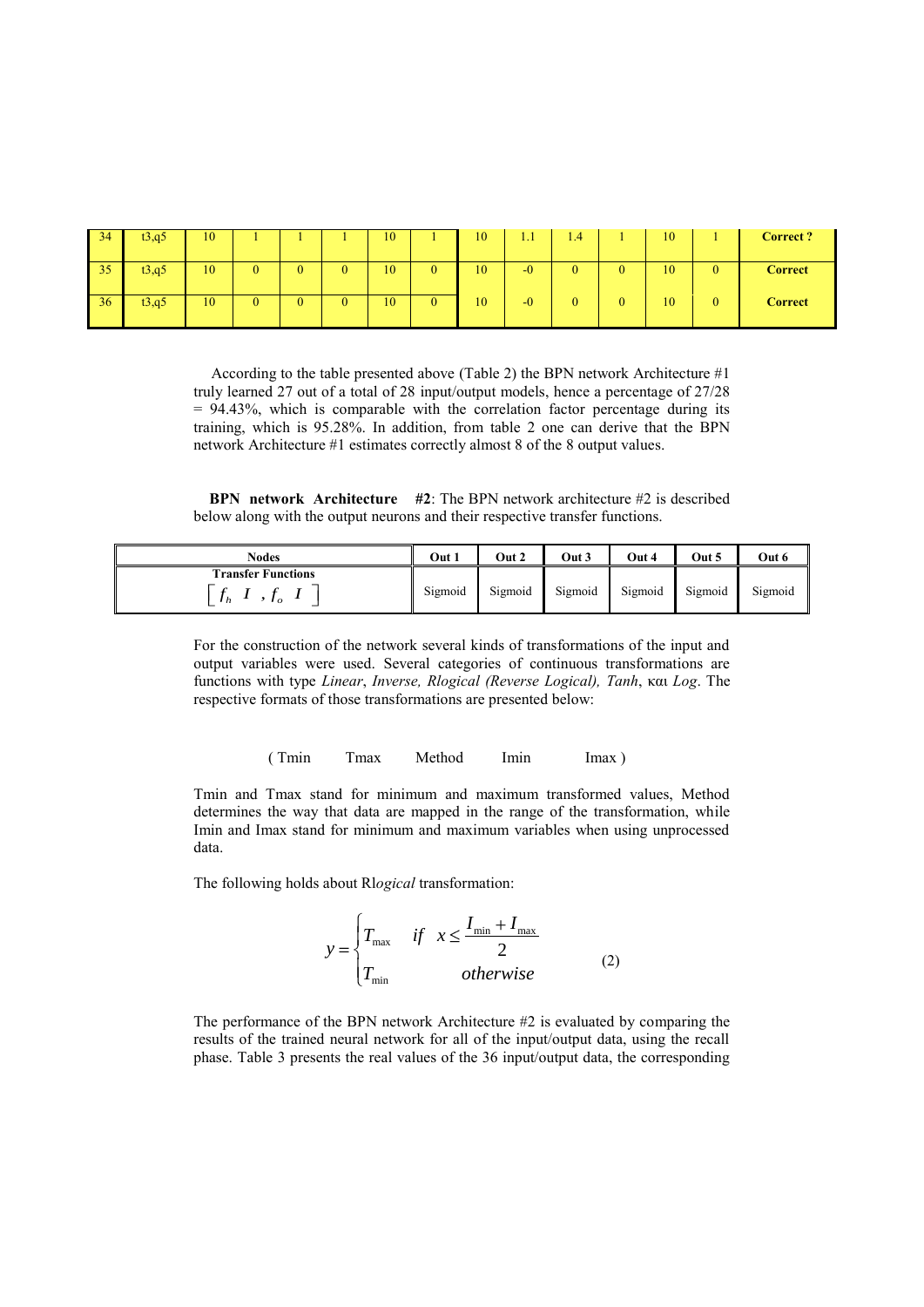| 34 | t3,q5 | 10 | 1 | 1 | 1 | 10 | 1 | 10 | 1.1 | 1.4 | 1 | 10 | 1 | **Correct ?** |
|---|---|---|---|---|---|---|---|---|---|---|---|---|---|---|
| 35 | t3,q5 | 10 | 0 | 0 | 0 | 10 | 0 | 10 | -0 | 0 | 0 | 10 | 0 | **Correct** |
| 36 | t3,q5 | 10 | 0 | 0 | 0 | 10 | 0 | 10 | -0 | 0 | 0 | 10 | 0 | **Correct** |

According to the table presented above (Table 2) the BPN network Architecture #1 truly learned 27 out of a total of 28 input/output models, hence a percentage of 27/28 = 94.43%, which is comparable with the correlation factor percentage during its training, which is 95.28%. In addition, from table 2 one can derive that the BPN network Architecture #1 estimates correctly almost 8 of the 8 output values.

**BPN network Architecture #2**: The BPN network architecture #2 is described below along with the output neurons and their respective transfer functions.

| Nodes | Out 1 | Out 2 | Out 3 | Out 4 | Out 5 | Out 6 |
|---|---|---|---|---|---|---|
| **Transfer Functions** $\left[ f_h \ I \ , f_o \ I \ \right]$ | Sigmoid | Sigmoid | Sigmoid | Sigmoid | Sigmoid | Sigmoid |

For the construction of the network several kinds of transformations of the input and output variables were used. Several categories of continuous transformations are functions with type *Linear*, *Inverse, Rlogical (Reverse Logical), Tanh*, και *Log*. The respective formats of those transformations are presented below:

( Tmin    Tmax    Method    Imin    Imax )

Tmin and Tmax stand for minimum and maximum transformed values, Method determines the way that data are mapped in the range of the transformation, while Imin and Imax stand for minimum and maximum variables when using unprocessed data.

The following holds about R*logical* transformation:

$$y = \begin{cases} T_{\max} & if \quad x \leq \dfrac{I_{\min} + I_{\max}}{2} \\ T_{\min} & otherwise \end{cases} \qquad (2)$$

The performance of the BPN network Architecture #2 is evaluated by comparing the results of the trained neural network for all of the input/output data, using the recall phase. Table 3 presents the real values of the 36 input/output data, the corresponding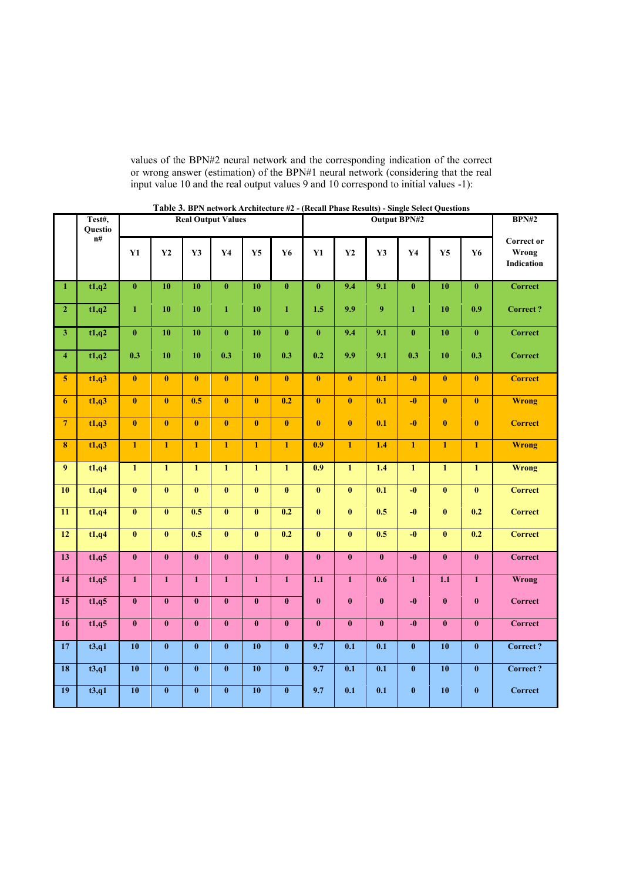values of the BPN#2 neural network and the corresponding indication of the correct or wrong answer (estimation) of the BPN#1 neural network (considering that the real input value 10 and the real output values 9 and 10 correspond to initial values -1):

**Table 3.** **BPN network Architecture #2 - (Recall Phase Results) - Single Select Questions**

| | Test#, Question# | Real Output Values | | | | | | Output BPN#2 | | | | | | BPN#2 |
|---|---|---|---|---|---|---|---|---|---|---|---|---|---|---|
| | | Y1 | Y2 | Y3 | Y4 | Y5 | Y6 | Y1 | Y2 | Y3 | Y4 | Y5 | Y6 | Correct or Wrong Indication |
| 1 | t1,q2 | 0 | 10 | 10 | 0 | 10 | 0 | 0 | 9.4 | 9.1 | 0 | 10 | 0 | Correct |
| 2 | t1,q2 | 1 | 10 | 10 | 1 | 10 | 1 | 1.5 | 9.9 | 9 | 1 | 10 | 0.9 | Correct ? |
| 3 | t1,q2 | 0 | 10 | 10 | 0 | 10 | 0 | 0 | 9.4 | 9.1 | 0 | 10 | 0 | Correct |
| 4 | t1,q2 | 0.3 | 10 | 10 | 0.3 | 10 | 0.3 | 0.2 | 9.9 | 9.1 | 0.3 | 10 | 0.3 | Correct |
| 5 | t1,q3 | 0 | 0 | 0 | 0 | 0 | 0 | 0 | 0 | 0.1 | -0 | 0 | 0 | Correct |
| 6 | t1,q3 | 0 | 0 | 0.5 | 0 | 0 | 0.2 | 0 | 0 | 0.1 | -0 | 0 | 0 | Wrong |
| 7 | t1,q3 | 0 | 0 | 0 | 0 | 0 | 0 | 0 | 0 | 0.1 | -0 | 0 | 0 | Correct |
| 8 | t1,q3 | 1 | 1 | 1 | 1 | 1 | 1 | 0.9 | 1 | 1.4 | 1 | 1 | 1 | Wrong |
| 9 | t1,q4 | 1 | 1 | 1 | 1 | 1 | 1 | 0.9 | 1 | 1.4 | 1 | 1 | 1 | Wrong |
| 10 | t1,q4 | 0 | 0 | 0 | 0 | 0 | 0 | 0 | 0 | 0.1 | -0 | 0 | 0 | Correct |
| 11 | t1,q4 | 0 | 0 | 0.5 | 0 | 0 | 0.2 | 0 | 0 | 0.5 | -0 | 0 | 0.2 | Correct |
| 12 | t1,q4 | 0 | 0 | 0.5 | 0 | 0 | 0.2 | 0 | 0 | 0.5 | -0 | 0 | 0.2 | Correct |
| 13 | t1,q5 | 0 | 0 | 0 | 0 | 0 | 0 | 0 | 0 | 0 | -0 | 0 | 0 | Correct |
| 14 | t1,q5 | 1 | 1 | 1 | 1 | 1 | 1 | 1.1 | 1 | 0.6 | 1 | 1.1 | 1 | Wrong |
| 15 | t1,q5 | 0 | 0 | 0 | 0 | 0 | 0 | 0 | 0 | 0 | -0 | 0 | 0 | Correct |
| 16 | t1,q5 | 0 | 0 | 0 | 0 | 0 | 0 | 0 | 0 | 0 | -0 | 0 | 0 | Correct |
| 17 | t3,q1 | 10 | 0 | 0 | 0 | 10 | 0 | 9.7 | 0.1 | 0.1 | 0 | 10 | 0 | Correct ? |
| 18 | t3,q1 | 10 | 0 | 0 | 0 | 10 | 0 | 9.7 | 0.1 | 0.1 | 0 | 10 | 0 | Correct ? |
| 19 | t3,q1 | 10 | 0 | 0 | 0 | 10 | 0 | 9.7 | 0.1 | 0.1 | 0 | 10 | 0 | Correct |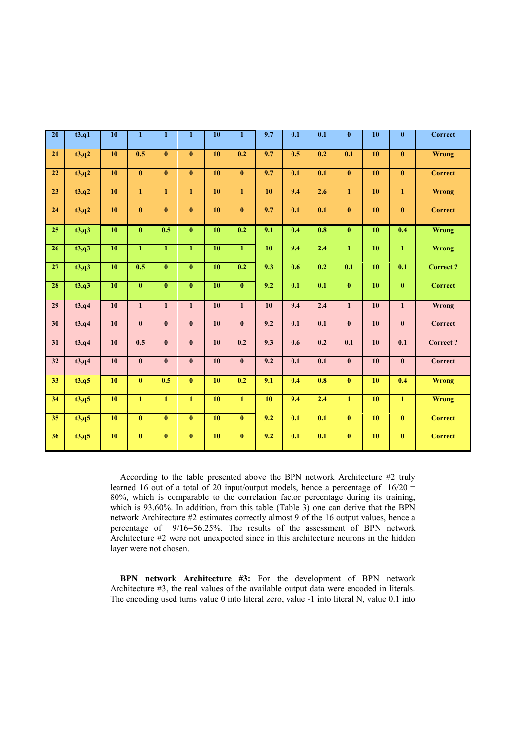| 20 | t3,q1 | 10 | 1 | 1 | 1 | 10 | 1 | 9.7 | 0.1 | 0.1 | 0 | 10 | 0 | Correct |
|---|---|---|---|---|---|---|---|---|---|---|---|---|---|---|
| 21 | t3,q2 | 10 | 0.5 | 0 | 0 | 10 | 0.2 | 9.7 | 0.5 | 0.2 | 0.1 | 10 | 0 | Wrong |
| 22 | t3,q2 | 10 | 0 | 0 | 0 | 10 | 0 | 9.7 | 0.1 | 0.1 | 0 | 10 | 0 | Correct |
| 23 | t3,q2 | 10 | 1 | 1 | 1 | 10 | 1 | 10 | 9.4 | 2.6 | 1 | 10 | 1 | Wrong |
| 24 | t3,q2 | 10 | 0 | 0 | 0 | 10 | 0 | 9.7 | 0.1 | 0.1 | 0 | 10 | 0 | Correct |
| 25 | t3,q3 | 10 | 0 | 0.5 | 0 | 10 | 0.2 | 9.1 | 0.4 | 0.8 | 0 | 10 | 0.4 | Wrong |
| 26 | t3,q3 | 10 | 1 | 1 | 1 | 10 | 1 | 10 | 9.4 | 2.4 | 1 | 10 | 1 | Wrong |
| 27 | t3,q3 | 10 | 0.5 | 0 | 0 | 10 | 0.2 | 9.3 | 0.6 | 0.2 | 0.1 | 10 | 0.1 | Correct ? |
| 28 | t3,q3 | 10 | 0 | 0 | 0 | 10 | 0 | 9.2 | 0.1 | 0.1 | 0 | 10 | 0 | Correct |
| 29 | t3,q4 | 10 | 1 | 1 | 1 | 10 | 1 | 10 | 9.4 | 2.4 | 1 | 10 | 1 | Wrong |
| 30 | t3,q4 | 10 | 0 | 0 | 0 | 10 | 0 | 9.2 | 0.1 | 0.1 | 0 | 10 | 0 | Correct |
| 31 | t3,q4 | 10 | 0.5 | 0 | 0 | 10 | 0.2 | 9.3 | 0.6 | 0.2 | 0.1 | 10 | 0.1 | Correct ? |
| 32 | t3,q4 | 10 | 0 | 0 | 0 | 10 | 0 | 9.2 | 0.1 | 0.1 | 0 | 10 | 0 | Correct |
| 33 | t3,q5 | 10 | 0 | 0.5 | 0 | 10 | 0.2 | 9.1 | 0.4 | 0.8 | 0 | 10 | 0.4 | Wrong |
| 34 | t3,q5 | 10 | 1 | 1 | 1 | 10 | 1 | 10 | 9.4 | 2.4 | 1 | 10 | 1 | Wrong |
| 35 | t3,q5 | 10 | 0 | 0 | 0 | 10 | 0 | 9.2 | 0.1 | 0.1 | 0 | 10 | 0 | Correct |
| 36 | t3,q5 | 10 | 0 | 0 | 0 | 10 | 0 | 9.2 | 0.1 | 0.1 | 0 | 10 | 0 | Correct |

According to the table presented above the BPN network Architecture #2 truly learned 16 out of a total of 20 input/output models, hence a percentage of $16/20 = 80\%$, which is comparable to the correlation factor percentage during its training, which is 93.60%. In addition, from this table (Table 3) one can derive that the BPN network Architecture #2 estimates correctly almost 9 of the 16 output values, hence a percentage of $9/16=56.25\%$. The results of the assessment of BPN network Architecture #2 were not unexpected since in this architecture neurons in the hidden layer were not chosen.

**BPN network Architecture #3:** For the development of BPN network Architecture #3, the real values of the available output data were encoded in literals. The encoding used turns value 0 into literal zero, value -1 into literal N, value 0.1 into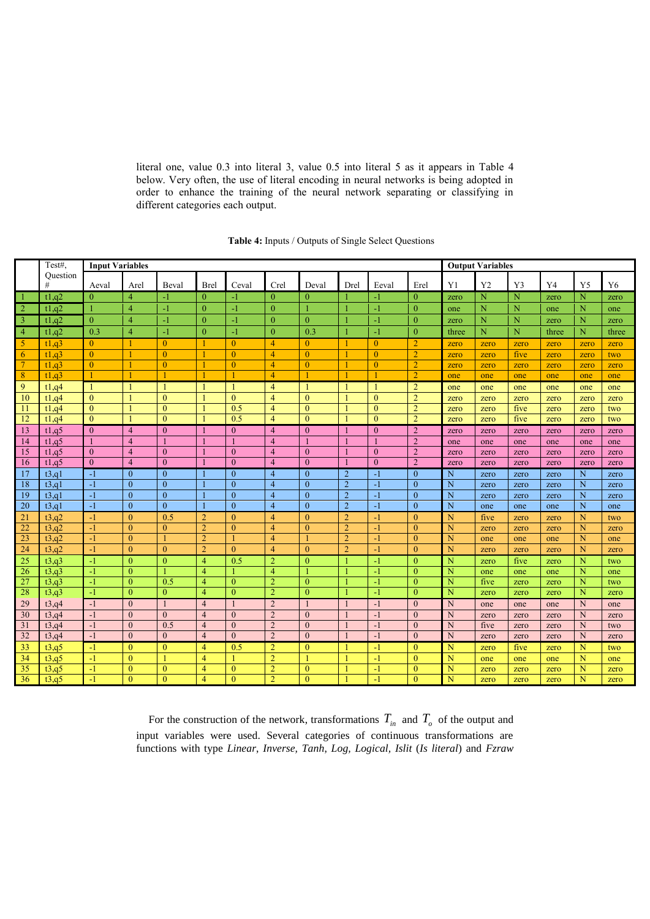literal one, value 0.3 into literal 3, value 0.5 into literal 5 as it appears in Table 4 below. Very often, the use of literal encoding in neural networks is being adopted in order to enhance the training of the neural network separating or classifying in different categories each output.

**Table 4:** Inputs / Outputs of Single Select Questions

| | Test#, Question # | Input Variables | | | | | | | | | | Output Variables | | | | | |
|---|---|---|---|---|---|---|---|---|---|---|---|---|---|---|---|---|---|
| | | Aeval | Arel | Beval | Brel | Ceval | Crel | Deval | Drel | Eeval | Erel | Y1 | Y2 | Y3 | Y4 | Y5 | Y6 |
| 1 | t1,q2 | 0 | 4 | -1 | 0 | -1 | 0 | 0 | 1 | -1 | 0 | zero | N | N | zero | N | zero |
| 2 | t1,q2 | 1 | 4 | -1 | 0 | -1 | 0 | 1 | 1 | -1 | 0 | one | N | N | one | N | one |
| 3 | t1,q2 | 0 | 4 | -1 | 0 | -1 | 0 | 0 | 1 | -1 | 0 | zero | N | N | zero | N | zero |
| 4 | t1,q2 | 0.3 | 4 | -1 | 0 | -1 | 0 | 0.3 | 1 | -1 | 0 | three | N | N | three | N | three |
| 5 | t1,q3 | 0 | 1 | 0 | 1 | 0 | 4 | 0 | 1 | 0 | 2 | zero | zero | zero | zero | zero | zero |
| 6 | t1,q3 | 0 | 1 | 0 | 1 | 0 | 4 | 0 | 1 | 0 | 2 | zero | zero | five | zero | zero | two |
| 7 | t1,q3 | 0 | 1 | 0 | 1 | 0 | 4 | 0 | 1 | 0 | 2 | zero | zero | zero | zero | zero | zero |
| 8 | t1,q3 | 1 | 1 | 1 | 1 | 1 | 4 | 1 | 1 | 1 | 2 | one | one | one | one | one | one |
| 9 | t1,q4 | 1 | 1 | 1 | 1 | 1 | 4 | 1 | 1 | 1 | 2 | one | one | one | one | one | one |
| 10 | t1,q4 | 0 | 1 | 0 | 1 | 0 | 4 | 0 | 1 | 0 | 2 | zero | zero | zero | zero | zero | zero |
| 11 | t1,q4 | 0 | 1 | 0 | 1 | 0.5 | 4 | 0 | 1 | 0 | 2 | zero | zero | five | zero | zero | two |
| 12 | t1,q4 | 0 | 1 | 0 | 1 | 0.5 | 4 | 0 | 1 | 0 | 2 | zero | zero | five | zero | zero | two |
| 13 | t1,q5 | 0 | 4 | 0 | 1 | 0 | 4 | 0 | 1 | 0 | 2 | zero | zero | zero | zero | zero | zero |
| 14 | t1,q5 | 1 | 4 | 1 | 1 | 1 | 4 | 1 | 1 | 1 | 2 | one | one | one | one | one | one |
| 15 | t1,q5 | 0 | 4 | 0 | 1 | 0 | 4 | 0 | 1 | 0 | 2 | zero | zero | zero | zero | zero | zero |
| 16 | t1,q5 | 0 | 4 | 0 | 1 | 0 | 4 | 0 | 1 | 0 | 2 | zero | zero | zero | zero | zero | zero |
| 17 | t3,q1 | -1 | 0 | 0 | 1 | 0 | 4 | 0 | 2 | -1 | 0 | N | zero | zero | zero | N | zero |
| 18 | t3,q1 | -1 | 0 | 0 | 1 | 0 | 4 | 0 | 2 | -1 | 0 | N | zero | zero | zero | N | zero |
| 19 | t3,q1 | -1 | 0 | 0 | 1 | 0 | 4 | 0 | 2 | -1 | 0 | N | zero | zero | zero | N | zero |
| 20 | t3,q1 | -1 | 0 | 0 | 1 | 0 | 4 | 0 | 2 | -1 | 0 | N | one | one | one | N | one |
| 21 | t3,q2 | -1 | 0 | 0.5 | 2 | 0 | 4 | 0 | 2 | -1 | 0 | N | five | zero | zero | N | two |
| 22 | t3,q2 | -1 | 0 | 0 | 2 | 0 | 4 | 0 | 2 | -1 | 0 | N | zero | zero | zero | N | zero |
| 23 | t3,q2 | -1 | 0 | 1 | 2 | 1 | 4 | 1 | 2 | -1 | 0 | N | one | one | one | N | one |
| 24 | t3,q2 | -1 | 0 | 0 | 2 | 0 | 4 | 0 | 2 | -1 | 0 | N | zero | zero | zero | N | zero |
| 25 | t3,q3 | -1 | 0 | 0 | 4 | 0.5 | 2 | 0 | 1 | -1 | 0 | N | zero | five | zero | N | two |
| 26 | t3,q3 | -1 | 0 | 1 | 4 | 1 | 4 | 1 | 1 | -1 | 0 | N | one | one | one | N | one |
| 27 | t3,q3 | -1 | 0 | 0.5 | 4 | 0 | 2 | 0 | 1 | -1 | 0 | N | five | zero | zero | N | two |
| 28 | t3,q3 | -1 | 0 | 0 | 4 | 0 | 2 | 0 | 1 | -1 | 0 | N | zero | zero | zero | N | zero |
| 29 | t3,q4 | -1 | 0 | 1 | 4 | 1 | 2 | 1 | 1 | -1 | 0 | N | one | one | one | N | one |
| 30 | t3,q4 | -1 | 0 | 0 | 4 | 0 | 2 | 0 | 1 | -1 | 0 | N | zero | zero | zero | N | zero |
| 31 | t3,q4 | -1 | 0 | 0.5 | 4 | 0 | 2 | 0 | 1 | -1 | 0 | N | five | zero | zero | N | two |
| 32 | t3,q4 | -1 | 0 | 0 | 4 | 0 | 2 | 0 | 1 | -1 | 0 | N | zero | zero | zero | N | zero |
| 33 | t3,q5 | -1 | 0 | 0 | 4 | 0.5 | 2 | 0 | 1 | -1 | 0 | N | zero | five | zero | N | two |
| 34 | t3,q5 | -1 | 0 | 1 | 4 | 1 | 2 | 1 | 1 | -1 | 0 | N | one | one | one | N | one |
| 35 | t3,q5 | -1 | 0 | 0 | 4 | 0 | 2 | 0 | 1 | -1 | 0 | N | zero | zero | zero | N | zero |
| 36 | t3,q5 | -1 | 0 | 0 | 4 | 0 | 2 | 0 | 1 | -1 | 0 | N | zero | zero | zero | N | zero |

For the construction of the network, transformations $T_{in}$ and $T_o$ of the output and input variables were used. Several categories of continuous transformations are functions with type *Linear*, *Inverse, Tanh, Log, Logical, Islit* (*Is literal*) and *Fzraw*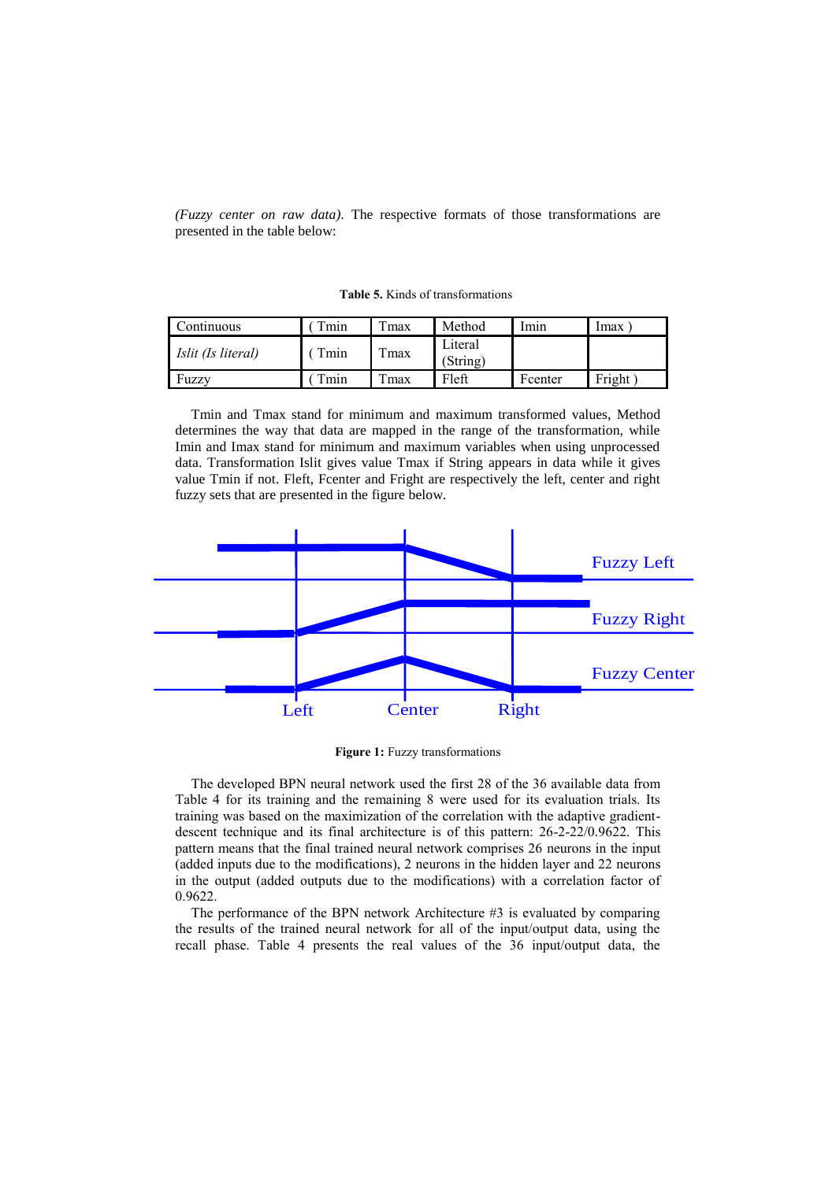*(Fuzzy center on raw data)*. The respective formats of those transformations are presented in the table below:

**Table 5.** Kinds of transformations

| Continuous | ( Tmin | Tmax | Method | Imin | Imax ) |
|---|---|---|---|---|---|
| *Islit (Is literal)* | ( Tmin | Tmax | Literal (String) | | |
| Fuzzy | ( Tmin | Tmax | Fleft | Fcenter | Fright ) |

Tmin and Tmax stand for minimum and maximum transformed values, Method determines the way that data are mapped in the range of the transformation, while Imin and Imax stand for minimum and maximum variables when using unprocessed data. Transformation Islit gives value Tmax if String appears in data while it gives value Tmin if not. Fleft, Fcenter and Fright are respectively the left, center and right fuzzy sets that are presented in the figure below.

**Figure 1:** Fuzzy transformations

The developed BPN neural network used the first 28 of the 36 available data from Table 4 for its training and the remaining 8 were used for its evaluation trials. Its training was based on the maximization of the correlation with the adaptive gradient-descent technique and its final architecture is of this pattern: 26-2-22/0.9622. This pattern means that the final trained neural network comprises 26 neurons in the input (added inputs due to the modifications), 2 neurons in the hidden layer and 22 neurons in the output (added outputs due to the modifications) with a correlation factor of 0.9622.

The performance of the BPN network Architecture #3 is evaluated by comparing the results of the trained neural network for all of the input/output data, using the recall phase. Table 4 presents the real values of the 36 input/output data, the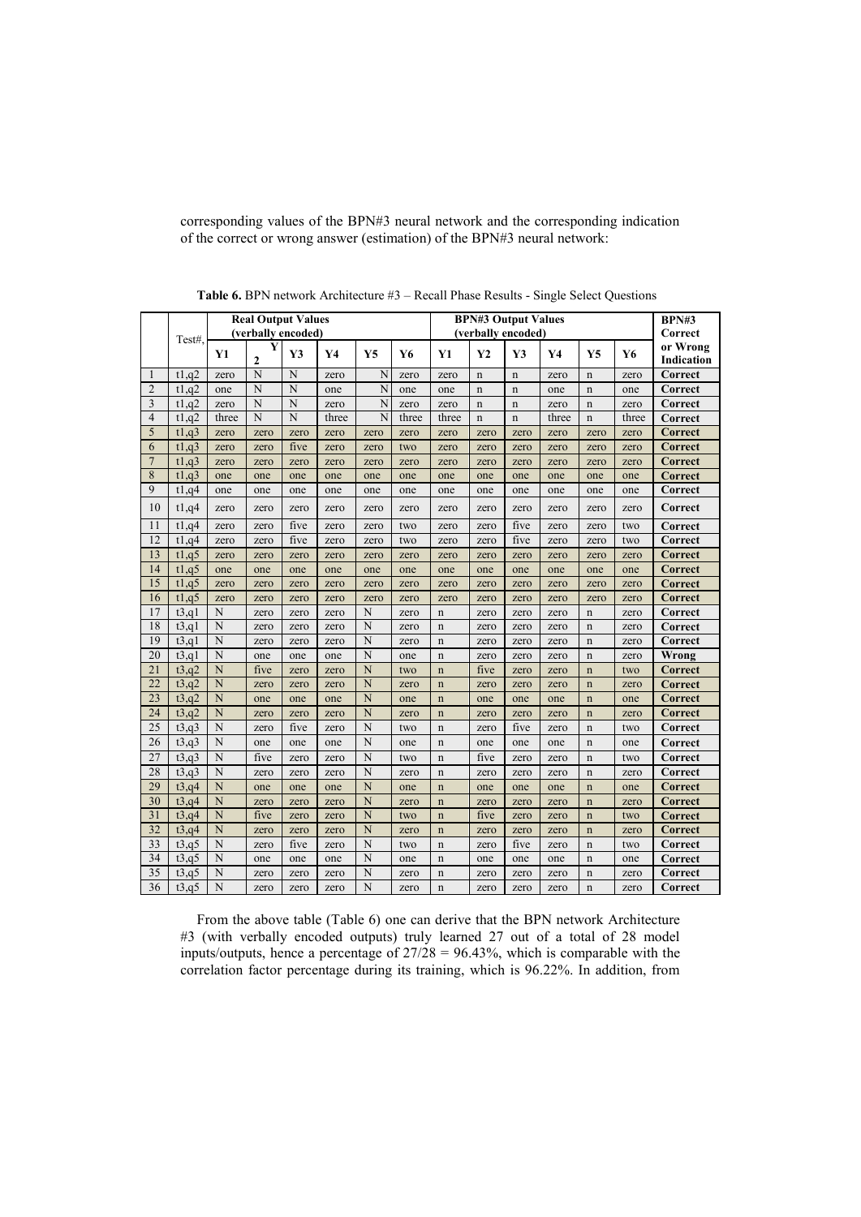corresponding values of the BPN#3 neural network and the corresponding indication of the correct or wrong answer (estimation) of the BPN#3 neural network:

**Table 6.** BPN network Architecture #3 – Recall Phase Results - Single Select Questions

| | Test#, | Real Output Values (verbally encoded) | | | | | | BPN#3 Output Values (verbally encoded) | | | | | | BPN#3 Correct or Wrong Indication |
|---|---|---|---|---|---|---|---|---|---|---|---|---|---|---|
| | | Y1 | Y2 | Y3 | Y4 | Y5 | Y6 | Y1 | Y2 | Y3 | Y4 | Y5 | Y6 | |
| 1 | t1,q2 | zero | N | N | zero | N | zero | zero | n | n | zero | n | zero | **Correct** |
| 2 | t1,q2 | one | N | N | one | N | one | one | n | n | one | n | one | **Correct** |
| 3 | t1,q2 | zero | N | N | zero | N | zero | zero | n | n | zero | n | zero | **Correct** |
| 4 | t1,q2 | three | N | N | three | N | three | three | n | n | three | n | three | **Correct** |
| 5 | t1,q3 | zero | zero | zero | zero | zero | zero | zero | zero | zero | zero | zero | zero | **Correct** |
| 6 | t1,q3 | zero | zero | five | zero | zero | two | zero | zero | zero | zero | zero | zero | **Correct** |
| 7 | t1,q3 | zero | zero | zero | zero | zero | zero | zero | zero | zero | zero | zero | zero | **Correct** |
| 8 | t1,q3 | one | one | one | one | one | one | one | one | one | one | one | one | **Correct** |
| 9 | t1,q4 | one | one | one | one | one | one | one | one | one | one | one | one | **Correct** |
| 10 | t1,q4 | zero | zero | zero | zero | zero | zero | zero | zero | zero | zero | zero | zero | **Correct** |
| 11 | t1,q4 | zero | zero | five | zero | zero | two | zero | zero | five | zero | zero | two | **Correct** |
| 12 | t1,q4 | zero | zero | five | zero | zero | two | zero | zero | five | zero | zero | two | **Correct** |
| 13 | t1,q5 | zero | zero | zero | zero | zero | zero | zero | zero | zero | zero | zero | zero | **Correct** |
| 14 | t1,q5 | one | one | one | one | one | one | one | one | one | one | one | one | **Correct** |
| 15 | t1,q5 | zero | zero | zero | zero | zero | zero | zero | zero | zero | zero | zero | zero | **Correct** |
| 16 | t1,q5 | zero | zero | zero | zero | zero | zero | zero | zero | zero | zero | zero | zero | **Correct** |
| 17 | t3,q1 | N | zero | zero | zero | N | zero | n | zero | zero | zero | n | zero | **Correct** |
| 18 | t3,q1 | N | zero | zero | zero | N | zero | n | zero | zero | zero | n | zero | **Correct** |
| 19 | t3,q1 | N | zero | zero | zero | N | zero | n | zero | zero | zero | n | zero | **Correct** |
| 20 | t3,q1 | N | one | one | one | N | one | n | zero | zero | zero | n | zero | **Wrong** |
| 21 | t3,q2 | N | five | zero | zero | N | two | n | five | zero | zero | n | two | **Correct** |
| 22 | t3,q2 | N | zero | zero | zero | N | zero | n | zero | zero | zero | n | zero | **Correct** |
| 23 | t3,q2 | N | one | one | one | N | one | n | one | one | one | n | one | **Correct** |
| 24 | t3,q2 | N | zero | zero | zero | N | zero | n | zero | zero | zero | n | zero | **Correct** |
| 25 | t3,q3 | N | zero | five | zero | N | two | n | zero | five | zero | n | two | **Correct** |
| 26 | t3,q3 | N | one | one | one | N | one | n | one | one | one | n | one | **Correct** |
| 27 | t3,q3 | N | five | zero | zero | N | two | n | five | zero | zero | n | two | **Correct** |
| 28 | t3,q3 | N | zero | zero | zero | N | zero | n | zero | zero | zero | n | zero | **Correct** |
| 29 | t3,q4 | N | one | one | one | N | one | n | one | one | one | n | one | **Correct** |
| 30 | t3,q4 | N | zero | zero | zero | N | zero | n | zero | zero | zero | n | zero | **Correct** |
| 31 | t3,q4 | N | five | zero | zero | N | two | n | five | zero | zero | n | two | **Correct** |
| 32 | t3,q4 | N | zero | zero | zero | N | zero | n | zero | zero | zero | n | zero | **Correct** |
| 33 | t3,q5 | N | zero | five | zero | N | two | n | zero | five | zero | n | two | **Correct** |
| 34 | t3,q5 | N | one | one | one | N | one | n | one | one | one | n | one | **Correct** |
| 35 | t3,q5 | N | zero | zero | zero | N | zero | n | zero | zero | zero | n | zero | **Correct** |
| 36 | t3,q5 | N | zero | zero | zero | N | zero | n | zero | zero | zero | n | zero | **Correct** |

From the above table (Table 6) one can derive that the BPN network Architecture #3 (with verbally encoded outputs) truly learned 27 out of a total of 28 model inputs/outputs, hence a percentage of 27/28 = 96.43%, which is comparable with the correlation factor percentage during its training, which is 96.22%. In addition, from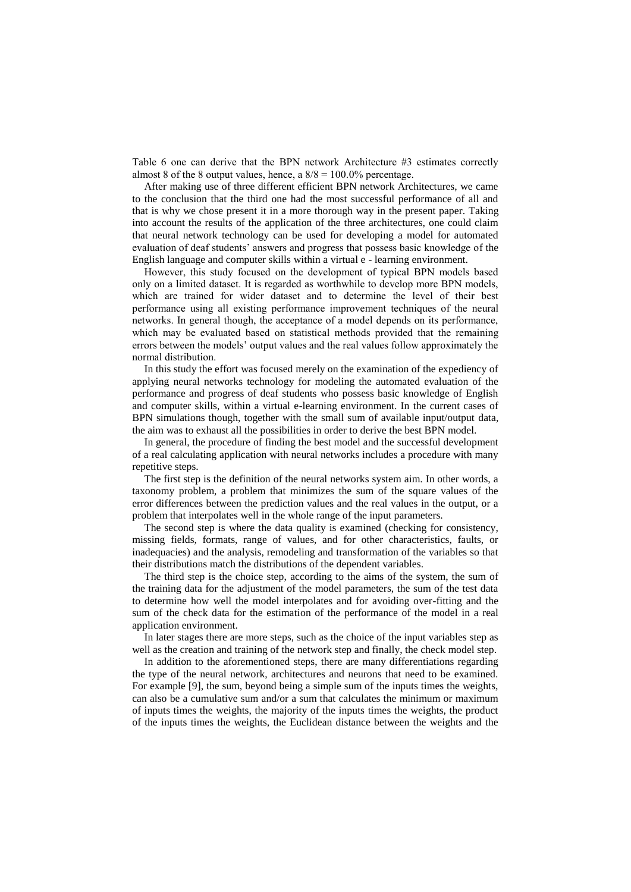Table 6 one can derive that the BPN network Architecture #3 estimates correctly almost 8 of the 8 output values, hence, a $8/8 = 100.0\%$ percentage.

After making use of three different efficient BPN network Architectures, we came to the conclusion that the third one had the most successful performance of all and that is why we chose present it in a more thorough way in the present paper. Taking into account the results of the application of the three architectures, one could claim that neural network technology can be used for developing a model for automated evaluation of deaf students' answers and progress that possess basic knowledge of the English language and computer skills within a virtual e - learning environment.

However, this study focused on the development of typical BPN models based only on a limited dataset. It is regarded as worthwhile to develop more BPN models, which are trained for wider dataset and to determine the level of their best performance using all existing performance improvement techniques of the neural networks. In general though, the acceptance of a model depends on its performance, which may be evaluated based on statistical methods provided that the remaining errors between the models' output values and the real values follow approximately the normal distribution.

In this study the effort was focused merely on the examination of the expediency of applying neural networks technology for modeling the automated evaluation of the performance and progress of deaf students who possess basic knowledge of English and computer skills, within a virtual e-learning environment. In the current cases of BPN simulations though, together with the small sum of available input/output data, the aim was to exhaust all the possibilities in order to derive the best BPN model.

In general, the procedure of finding the best model and the successful development of a real calculating application with neural networks includes a procedure with many repetitive steps.

The first step is the definition of the neural networks system aim. In other words, a taxonomy problem, a problem that minimizes the sum of the square values of the error differences between the prediction values and the real values in the output, or a problem that interpolates well in the whole range of the input parameters.

The second step is where the data quality is examined (checking for consistency, missing fields, formats, range of values, and for other characteristics, faults, or inadequacies) and the analysis, remodeling and transformation of the variables so that their distributions match the distributions of the dependent variables.

The third step is the choice step, according to the aims of the system, the sum of the training data for the adjustment of the model parameters, the sum of the test data to determine how well the model interpolates and for avoiding over-fitting and the sum of the check data for the estimation of the performance of the model in a real application environment.

In later stages there are more steps, such as the choice of the input variables step as well as the creation and training of the network step and finally, the check model step.

In addition to the aforementioned steps, there are many differentiations regarding the type of the neural network, architectures and neurons that need to be examined. For example [9], the sum, beyond being a simple sum of the inputs times the weights, can also be a cumulative sum and/or a sum that calculates the minimum or maximum of inputs times the weights, the majority of the inputs times the weights, the product of the inputs times the weights, the Euclidean distance between the weights and the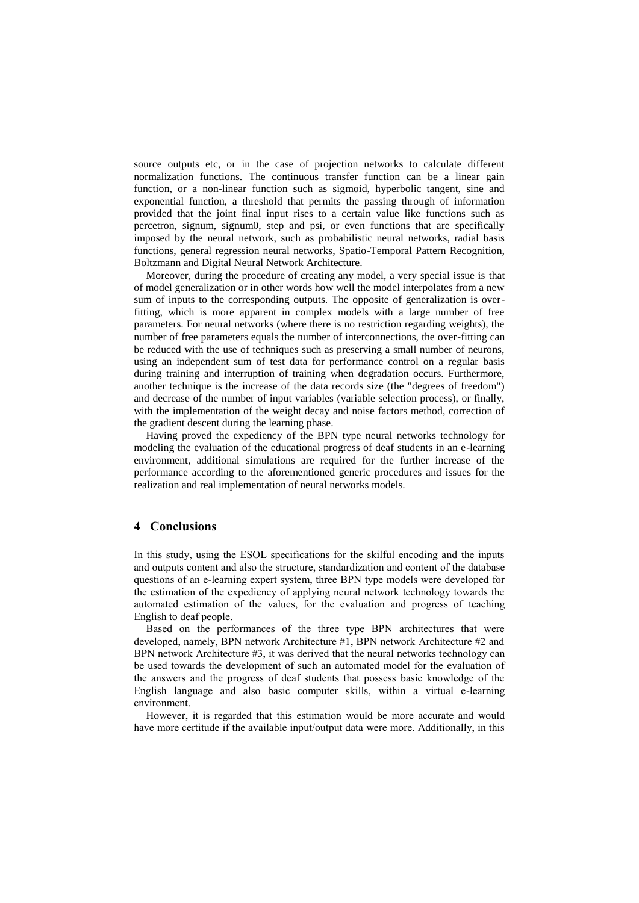source outputs etc, or in the case of projection networks to calculate different normalization functions. The continuous transfer function can be a linear gain function, or a non-linear function such as sigmoid, hyperbolic tangent, sine and exponential function, a threshold that permits the passing through of information provided that the joint final input rises to a certain value like functions such as percetron, signum, signum0, step and psi, or even functions that are specifically imposed by the neural network, such as probabilistic neural networks, radial basis functions, general regression neural networks, Spatio-Temporal Pattern Recognition, Boltzmann and Digital Neural Network Architecture.

Moreover, during the procedure of creating any model, a very special issue is that of model generalization or in other words how well the model interpolates from a new sum of inputs to the corresponding outputs. The opposite of generalization is over-fitting, which is more apparent in complex models with a large number of free parameters. For neural networks (where there is no restriction regarding weights), the number of free parameters equals the number of interconnections, the over-fitting can be reduced with the use of techniques such as preserving a small number of neurons, using an independent sum of test data for performance control on a regular basis during training and interruption of training when degradation occurs. Furthermore, another technique is the increase of the data records size (the "degrees of freedom") and decrease of the number of input variables (variable selection process), or finally, with the implementation of the weight decay and noise factors method, correction of the gradient descent during the learning phase.

Having proved the expediency of the BPN type neural networks technology for modeling the evaluation of the educational progress of deaf students in an e-learning environment, additional simulations are required for the further increase of the performance according to the aforementioned generic procedures and issues for the realization and real implementation of neural networks models.

## 4 Conclusions

In this study, using the ESOL specifications for the skilful encoding and the inputs and outputs content and also the structure, standardization and content of the database questions of an e-learning expert system, three BPN type models were developed for the estimation of the expediency of applying neural network technology towards the automated estimation of the values, for the evaluation and progress of teaching English to deaf people.

Based on the performances of the three type BPN architectures that were developed, namely, BPN network Architecture #1, BPN network Architecture #2 and BPN network Architecture #3, it was derived that the neural networks technology can be used towards the development of such an automated model for the evaluation of the answers and the progress of deaf students that possess basic knowledge of the English language and also basic computer skills, within a virtual e-learning environment.

However, it is regarded that this estimation would be more accurate and would have more certitude if the available input/output data were more. Additionally, in this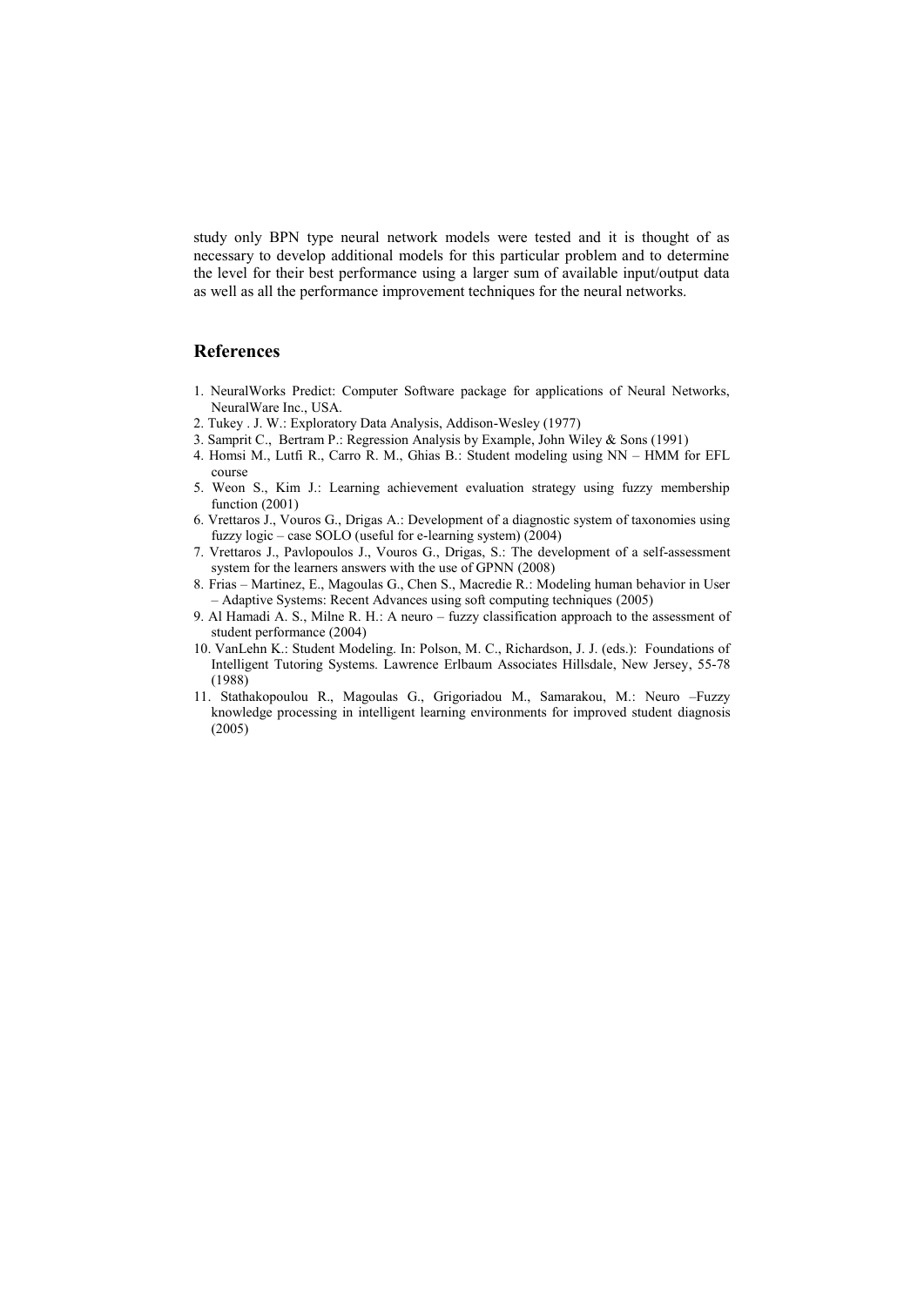study only BPN type neural network models were tested and it is thought of as necessary to develop additional models for this particular problem and to determine the level for their best performance using a larger sum of available input/output data as well as all the performance improvement techniques for the neural networks.

## References

1. NeuralWorks Predict: Computer Software package for applications of Neural Networks, NeuralWare Inc., USA.
2. Tukey . J. W.: Exploratory Data Analysis, Addison-Wesley (1977)
3. Samprit C., Bertram P.: Regression Analysis by Example, John Wiley & Sons (1991)
4. Homsi M., Lutfi R., Carro R. M., Ghias B.: Student modeling using NN – HMM for EFL course
5. Weon S., Kim J.: Learning achievement evaluation strategy using fuzzy membership function (2001)
6. Vrettaros J., Vouros G., Drigas A.: Development of a diagnostic system of taxonomies using fuzzy logic – case SOLO (useful for e-learning system) (2004)
7. Vrettaros J., Pavlopoulos J., Vouros G., Drigas, S.: The development of a self-assessment system for the learners answers with the use of GPNN (2008)
8. Frias – Martinez, E., Magoulas G., Chen S., Macredie R.: Modeling human behavior in User – Adaptive Systems: Recent Advances using soft computing techniques (2005)
9. Al Hamadi A. S., Milne R. H.: A neuro – fuzzy classification approach to the assessment of student performance (2004)
10. VanLehn K.: Student Modeling. In: Polson, M. C., Richardson, J. J. (eds.): Foundations of Intelligent Tutoring Systems. Lawrence Erlbaum Associates Hillsdale, New Jersey, 55-78 (1988)
11. Stathakopoulou R., Magoulas G., Grigoriadou M., Samarakou, M.: Neuro –Fuzzy knowledge processing in intelligent learning environments for improved student diagnosis (2005)